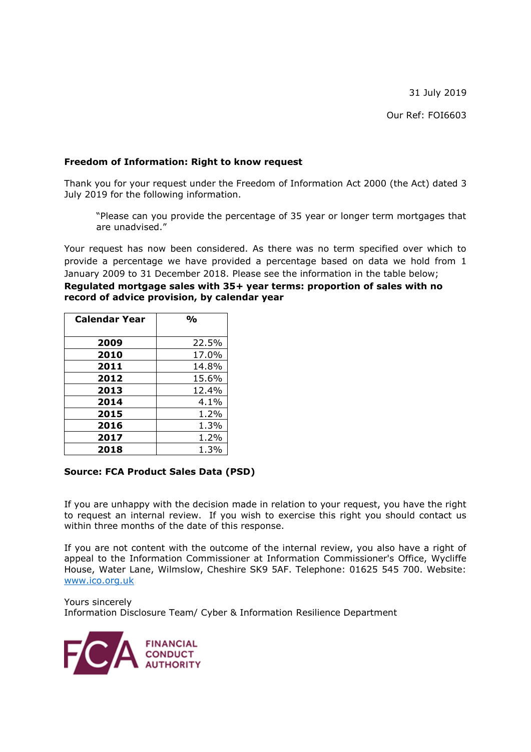31 July 2019

Our Ref: FOI6603

**Freedom of Information: Right to know request**

Thank you for your request under the Freedom of Information Act 2000 (the Act) dated 3 July 2019 for the following information.

> "Please can you provide the percentage of 35 year or longer term mortgages that are unadvised."

Your request has now been considered. As there was no term specified over which to provide a percentage we have provided a percentage based on data we hold from 1 January 2009 to 31 December 2018. Please see the information in the table below;

**Regulated mortgage sales with 35+ year terms: proportion of sales with no record of advice provision, by calendar year**

| Calendar Year | % |
|---|---|
| **2009** | 22.5% |
| **2010** | 17.0% |
| **2011** | 14.8% |
| **2012** | 15.6% |
| **2013** | 12.4% |
| **2014** | 4.1% |
| **2015** | 1.2% |
| **2016** | 1.3% |
| **2017** | 1.2% |
| **2018** | 1.3% |

**Source: FCA Product Sales Data (PSD)**

If you are unhappy with the decision made in relation to your request, you have the right to request an internal review. If you wish to exercise this right you should contact us within three months of the date of this response.

If you are not content with the outcome of the internal review, you also have a right of appeal to the Information Commissioner at Information Commissioner's Office, Wycliffe House, Water Lane, Wilmslow, Cheshire SK9 5AF. Telephone: 01625 545 700. Website: www.ico.org.uk

Yours sincerely
Information Disclosure Team/ Cyber & Information Resilience Department

FCA FINANCIAL CONDUCT AUTHORITY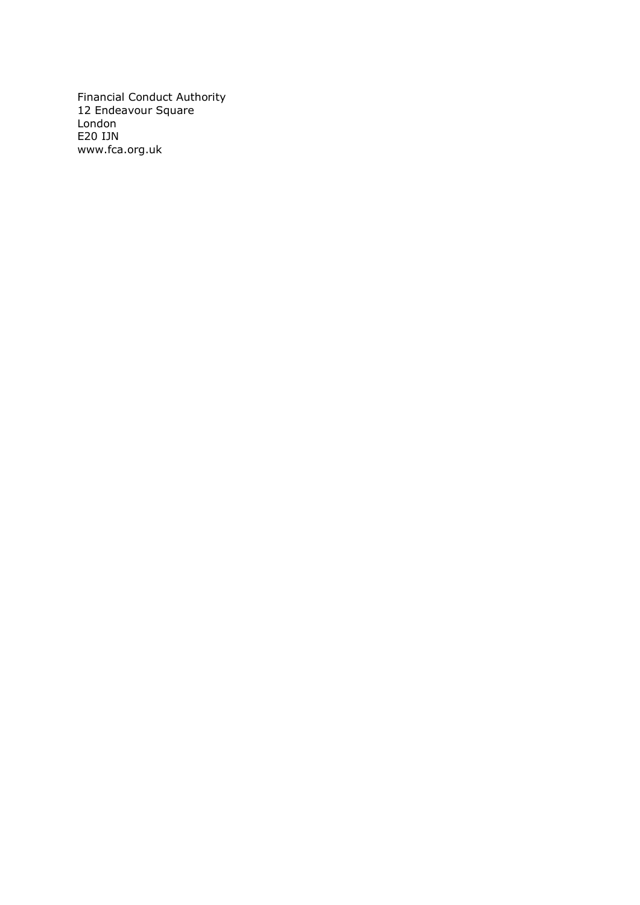Financial Conduct Authority
12 Endeavour Square
London
E20 IJN
www.fca.org.uk